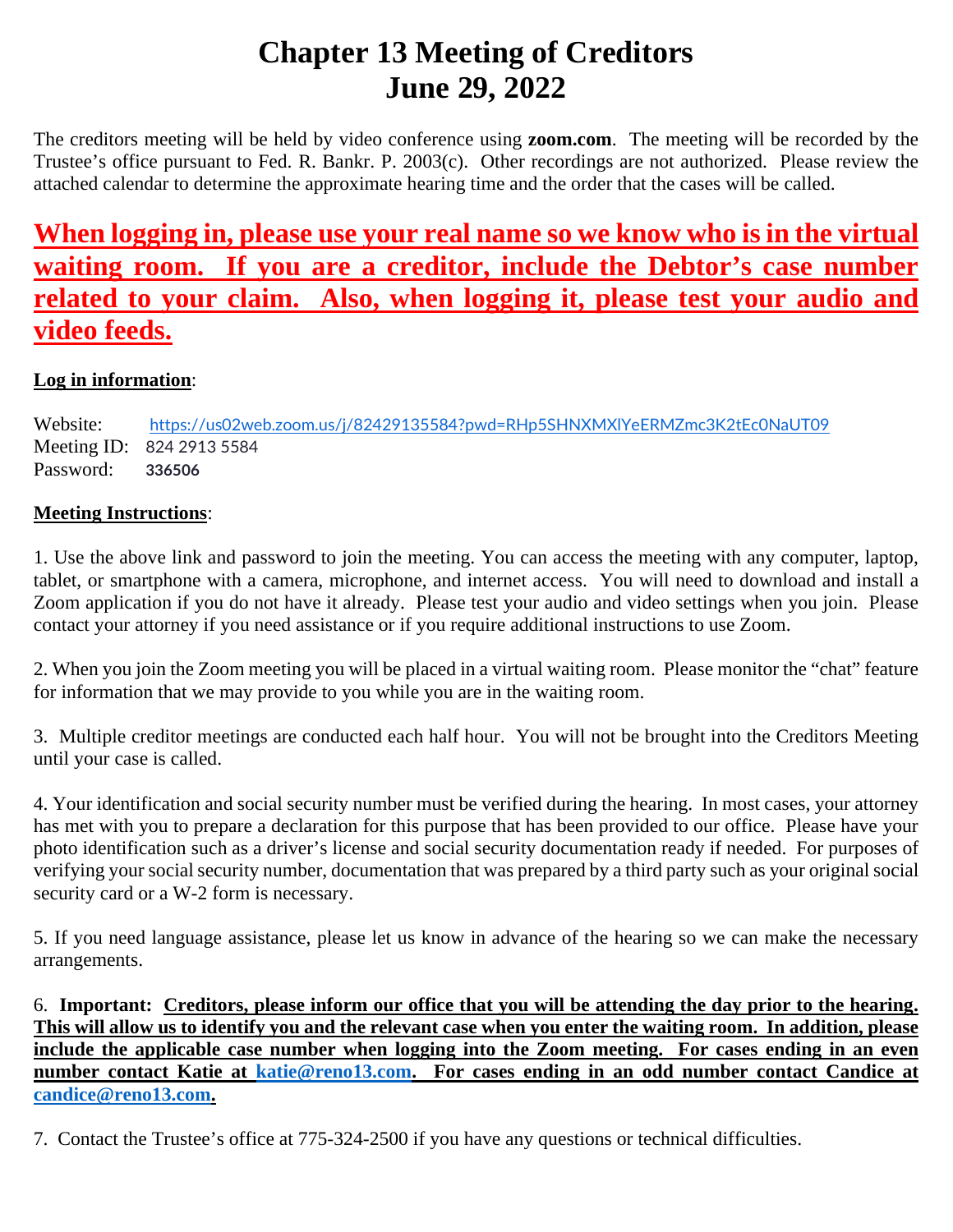# Chapter 13 Meeting of Creditors
# June 29, 2022

The creditors meeting will be held by video conference using **zoom.com**. The meeting will be recorded by the Trustee's office pursuant to Fed. R. Bankr. P. 2003(c). Other recordings are not authorized. Please review the attached calendar to determine the approximate hearing time and the order that the cases will be called.

## <u>When logging in, please use your real name so we know who is in the virtual waiting room. If you are a creditor, include the Debtor's case number related to your claim. Also, when logging it, please test your audio and video feeds.</u>

**<u>Log in information</u>**:

Website: https://us02web.zoom.us/j/82429135584?pwd=RHp5SHNXMXlYeERMZmc3K2tEc0NaUT09
Meeting ID: 824 2913 5584
Password: **336506**

**<u>Meeting Instructions</u>**:

1. Use the above link and password to join the meeting. You can access the meeting with any computer, laptop, tablet, or smartphone with a camera, microphone, and internet access. You will need to download and install a Zoom application if you do not have it already. Please test your audio and video settings when you join. Please contact your attorney if you need assistance or if you require additional instructions to use Zoom.

2. When you join the Zoom meeting you will be placed in a virtual waiting room. Please monitor the "chat" feature for information that we may provide to you while you are in the waiting room.

3. Multiple creditor meetings are conducted each half hour. You will not be brought into the Creditors Meeting until your case is called.

4. Your identification and social security number must be verified during the hearing. In most cases, your attorney has met with you to prepare a declaration for this purpose that has been provided to our office. Please have your photo identification such as a driver's license and social security documentation ready if needed. For purposes of verifying your social security number, documentation that was prepared by a third party such as your original social security card or a W-2 form is necessary.

5. If you need language assistance, please let us know in advance of the hearing so we can make the necessary arrangements.

6. **Important: <u>Creditors, please inform our office that you will be attending the day prior to the hearing. This will allow us to identify you and the relevant case when you enter the waiting room. In addition, please include the applicable case number when logging into the Zoom meeting. For cases ending in an even number contact Katie at katie@reno13.com. For cases ending in an odd number contact Candice at candice@reno13.com.</u>**

7. Contact the Trustee's office at 775-324-2500 if you have any questions or technical difficulties.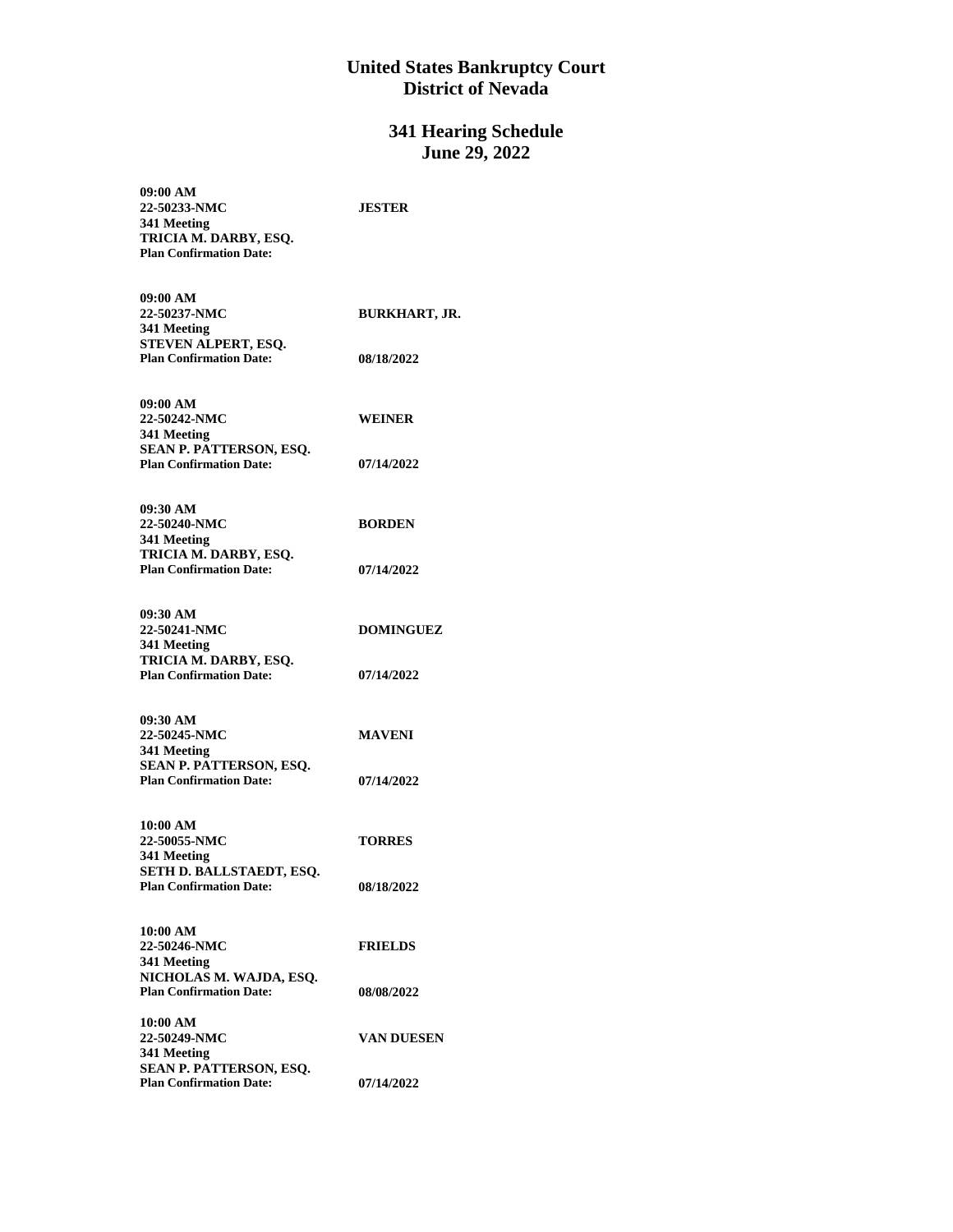# United States Bankruptcy Court
# District of Nevada

## 341 Hearing Schedule
## June 29, 2022

**09:00 AM**
**22-50233-NMC** **JESTER**
**341 Meeting**
**TRICIA M. DARBY, ESQ.**
**Plan Confirmation Date:**

**09:00 AM**
**22-50237-NMC** **BURKHART, JR.**
**341 Meeting**
**STEVEN ALPERT, ESQ.**
**Plan Confirmation Date:** **08/18/2022**

**09:00 AM**
**22-50242-NMC** **WEINER**
**341 Meeting**
**SEAN P. PATTERSON, ESQ.**
**Plan Confirmation Date:** **07/14/2022**

**09:30 AM**
**22-50240-NMC** **BORDEN**
**341 Meeting**
**TRICIA M. DARBY, ESQ.**
**Plan Confirmation Date:** **07/14/2022**

**09:30 AM**
**22-50241-NMC** **DOMINGUEZ**
**341 Meeting**
**TRICIA M. DARBY, ESQ.**
**Plan Confirmation Date:** **07/14/2022**

**09:30 AM**
**22-50245-NMC** **MAVENI**
**341 Meeting**
**SEAN P. PATTERSON, ESQ.**
**Plan Confirmation Date:** **07/14/2022**

**10:00 AM**
**22-50055-NMC** **TORRES**
**341 Meeting**
**SETH D. BALLSTAEDT, ESQ.**
**Plan Confirmation Date:** **08/18/2022**

**10:00 AM**
**22-50246-NMC** **FRIELDS**
**341 Meeting**
**NICHOLAS M. WAJDA, ESQ.**
**Plan Confirmation Date:** **08/08/2022**

**10:00 AM**
**22-50249-NMC** **VAN DUESEN**
**341 Meeting**
**SEAN P. PATTERSON, ESQ.**
**Plan Confirmation Date:** **07/14/2022**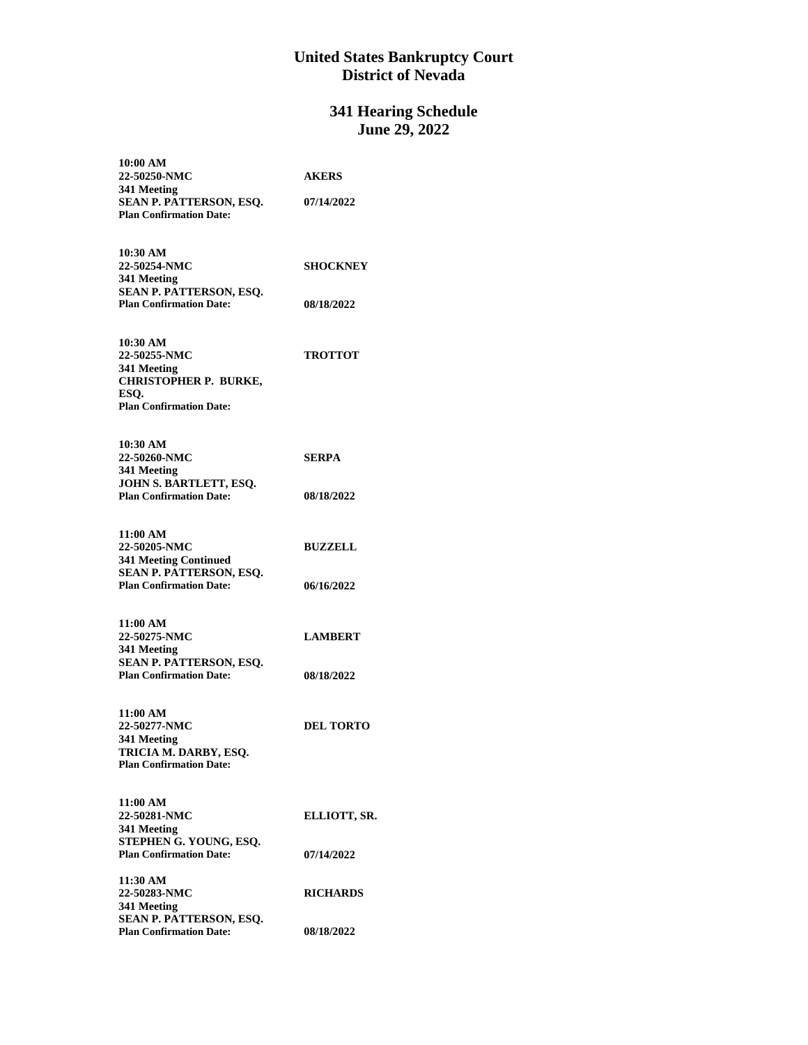# United States Bankruptcy Court
# District of Nevada

## 341 Hearing Schedule
## June 29, 2022

**10:00 AM**
**22-50250-NMC** **AKERS**
**341 Meeting**
**SEAN P. PATTERSON, ESQ.** **07/14/2022**
**Plan Confirmation Date:**

**10:30 AM**
**22-50254-NMC** **SHOCKNEY**
**341 Meeting**
**SEAN P. PATTERSON, ESQ.**
**Plan Confirmation Date:** **08/18/2022**

**10:30 AM**
**22-50255-NMC** **TROTTOT**
**341 Meeting**
**CHRISTOPHER P. BURKE, ESQ.**
**Plan Confirmation Date:**

**10:30 AM**
**22-50260-NMC** **SERPA**
**341 Meeting**
**JOHN S. BARTLETT, ESQ.**
**Plan Confirmation Date:** **08/18/2022**

**11:00 AM**
**22-50205-NMC** **BUZZELL**
**341 Meeting Continued**
**SEAN P. PATTERSON, ESQ.**
**Plan Confirmation Date:** **06/16/2022**

**11:00 AM**
**22-50275-NMC** **LAMBERT**
**341 Meeting**
**SEAN P. PATTERSON, ESQ.**
**Plan Confirmation Date:** **08/18/2022**

**11:00 AM**
**22-50277-NMC** **DEL TORTO**
**341 Meeting**
**TRICIA M. DARBY, ESQ.**
**Plan Confirmation Date:**

**11:00 AM**
**22-50281-NMC** **ELLIOTT, SR.**
**341 Meeting**
**STEPHEN G. YOUNG, ESQ.**
**Plan Confirmation Date:** **07/14/2022**

**11:30 AM**
**22-50283-NMC** **RICHARDS**
**341 Meeting**
**SEAN P. PATTERSON, ESQ.**
**Plan Confirmation Date:** **08/18/2022**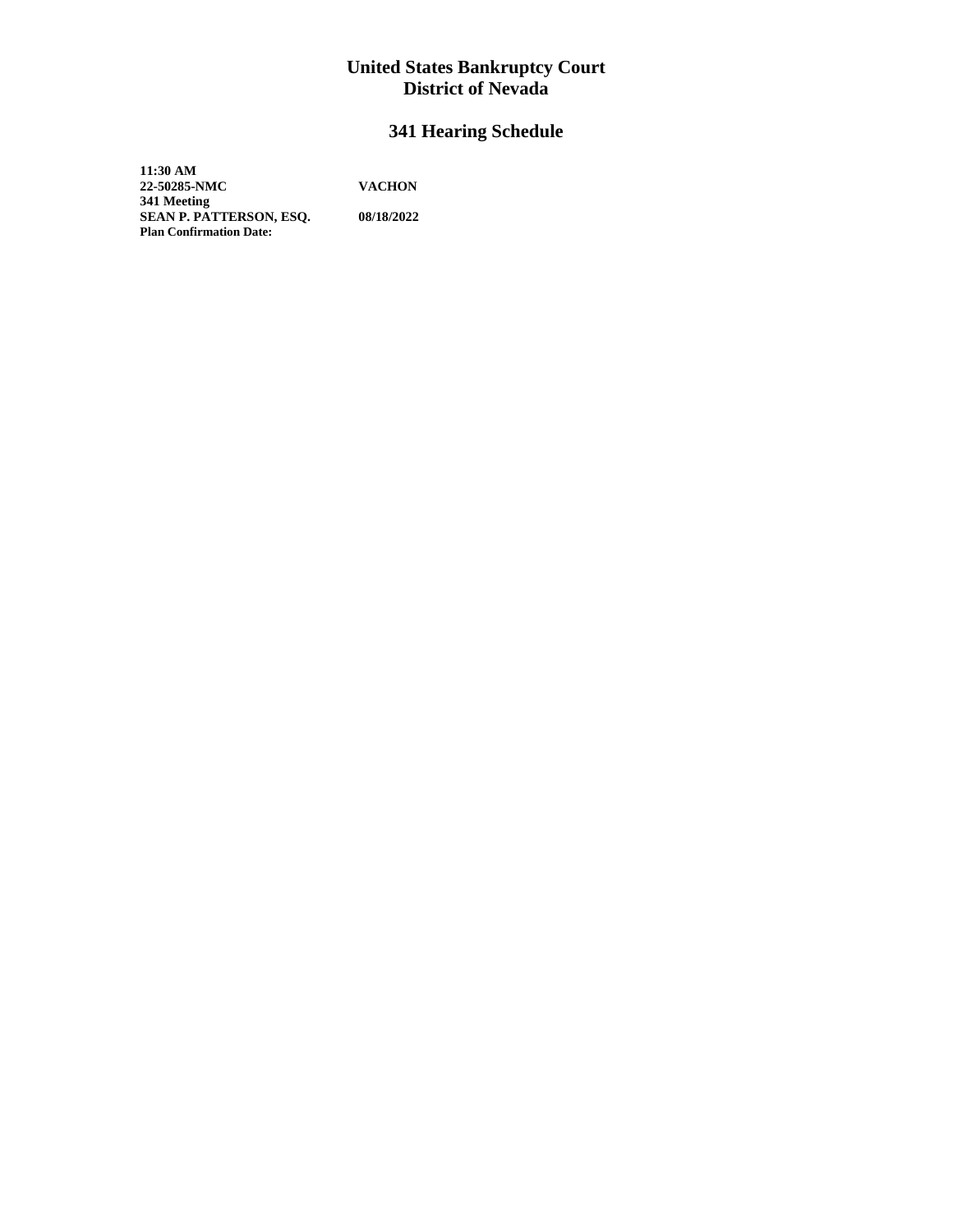# United States Bankruptcy Court
# District of Nevada

## 341 Hearing Schedule

| | |
|---|---|
| **11:30 AM** | |
| **22-50285-NMC** | **VACHON** |
| **341 Meeting** | |
| **SEAN P. PATTERSON, ESQ.** | **08/18/2022** |
| **Plan Confirmation Date:** | |